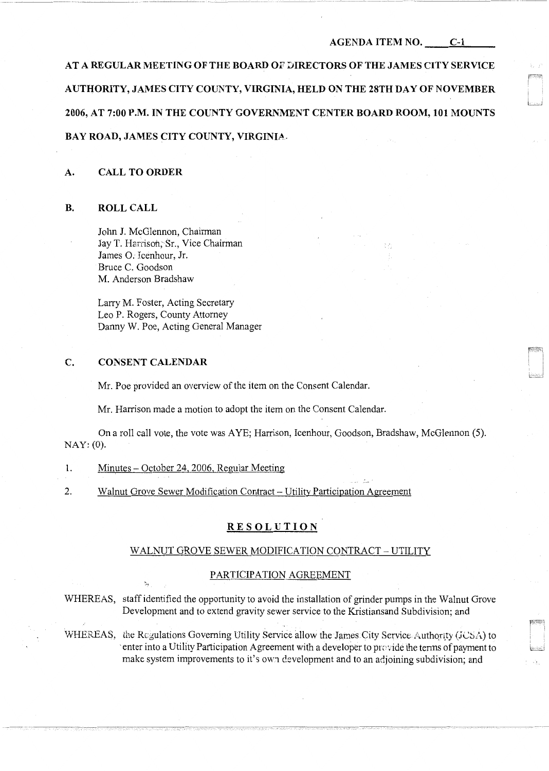AGENDA ITEM NO. C-1

**AT A REGULAR MEETING OF THE BOARD OF DIRECTORS OF THE JAMES CITY SERVICE AUTHORITY, JAMES CITY COUNTY, VIRGINIA, HELD ON THE 28TH DAY OF NOVEMBER 2006, AT 7:00 P.M. IN THE COUNTY GOVERNMENT CENTER BOARD ROOM, 101 MOUNTS BAY ROAD, JAMES CITY COUNTY, VIRGINIA.**

## A. CALL TO ORDER

## B. ROLL CALL

John J. McGlennon, Chairman
Jay T. Harrison, Sr., Vice Chairman
James O. Icenhour, Jr.
Bruce C. Goodson
M. Anderson Bradshaw

Larry M. Foster, Acting Secretary
Leo P. Rogers, County Attorney
Danny W. Poe, Acting General Manager

## C. CONSENT CALENDAR

Mr. Poe provided an overview of the item on the Consent Calendar.

Mr. Harrison made a motion to adopt the item on the Consent Calendar.

On a roll call vote, the vote was AYE; Harrison, Icenhour, Goodson, Bradshaw, McGlennon (5). NAY: (0).

1. Minutes – October 24, 2006, Regular Meeting

2. Walnut Grove Sewer Modification Contract – Utility Participation Agreement

### RESOLUTION

#### WALNUT GROVE SEWER MODIFICATION CONTRACT – UTILITY PARTICIPATION AGREEMENT

WHEREAS, staff identified the opportunity to avoid the installation of grinder pumps in the Walnut Grove Development and to extend gravity sewer service to the Kristiansand Subdivision; and

WHEREAS, the Regulations Governing Utility Service allow the James City Service Authority (JCSA) to enter into a Utility Participation Agreement with a developer to provide the terms of payment to make system improvements to it's own development and to an adjoining subdivision; and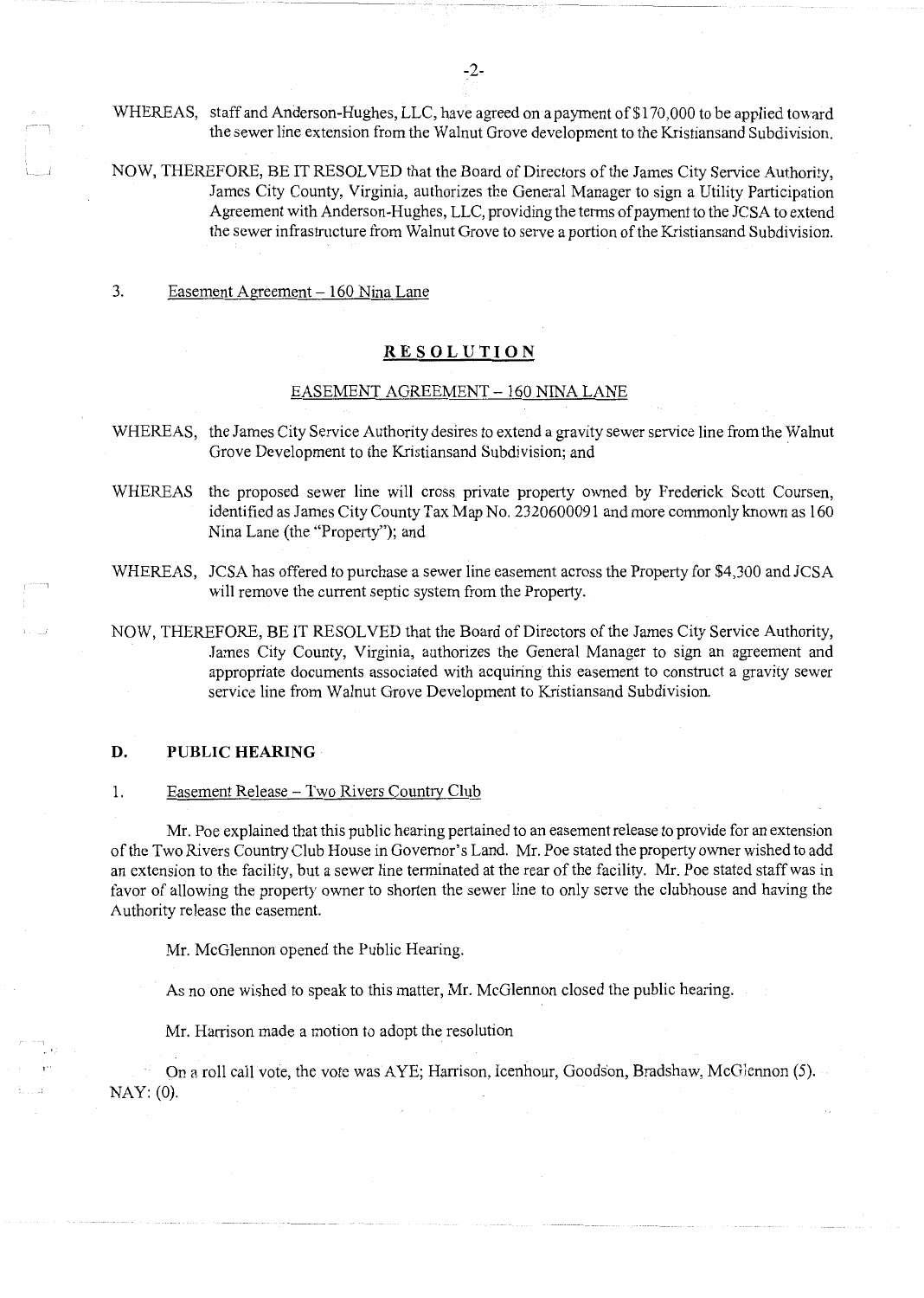WHEREAS, staff and Anderson-Hughes, LLC, have agreed on a payment of $170,000 to be applied toward the sewer line extension from the Walnut Grove development to the Kristiansand Subdivision.

NOW, THEREFORE, BE IT RESOLVED that the Board of Directors of the James City Service Authority, James City County, Virginia, authorizes the General Manager to sign a Utility Participation Agreement with Anderson-Hughes, LLC, providing the terms of payment to the JCSA to extend the sewer infrastructure from Walnut Grove to serve a portion of the Kristiansand Subdivision.

3. Easement Agreement – 160 Nina Lane

## RESOLUTION

EASEMENT AGREEMENT – 160 NINA LANE

WHEREAS, the James City Service Authority desires to extend a gravity sewer service line from the Walnut Grove Development to the Kristiansand Subdivision; and

WHEREAS the proposed sewer line will cross private property owned by Frederick Scott Coursen, identified as James City County Tax Map No. 2320600091 and more commonly known as 160 Nina Lane (the "Property"); and

WHEREAS, JCSA has offered to purchase a sewer line easement across the Property for $4,300 and JCSA will remove the current septic system from the Property.

NOW, THEREFORE, BE IT RESOLVED that the Board of Directors of the James City Service Authority, James City County, Virginia, authorizes the General Manager to sign an agreement and appropriate documents associated with acquiring this easement to construct a gravity sewer service line from Walnut Grove Development to Kristiansand Subdivision.

### D. PUBLIC HEARING

1. Easement Release – Two Rivers Country Club

Mr. Poe explained that this public hearing pertained to an easement release to provide for an extension of the Two Rivers Country Club House in Governor's Land. Mr. Poe stated the property owner wished to add an extension to the facility, but a sewer line terminated at the rear of the facility. Mr. Poe stated staff was in favor of allowing the property owner to shorten the sewer line to only serve the clubhouse and having the Authority release the easement.

Mr. McGlennon opened the Public Hearing.

As no one wished to speak to this matter, Mr. McGlennon closed the public hearing.

Mr. Harrison made a motion to adopt the resolution

On a roll call vote, the vote was AYE; Harrison, Icenhour, Goodson, Bradshaw, McGlennon (5). NAY: (0).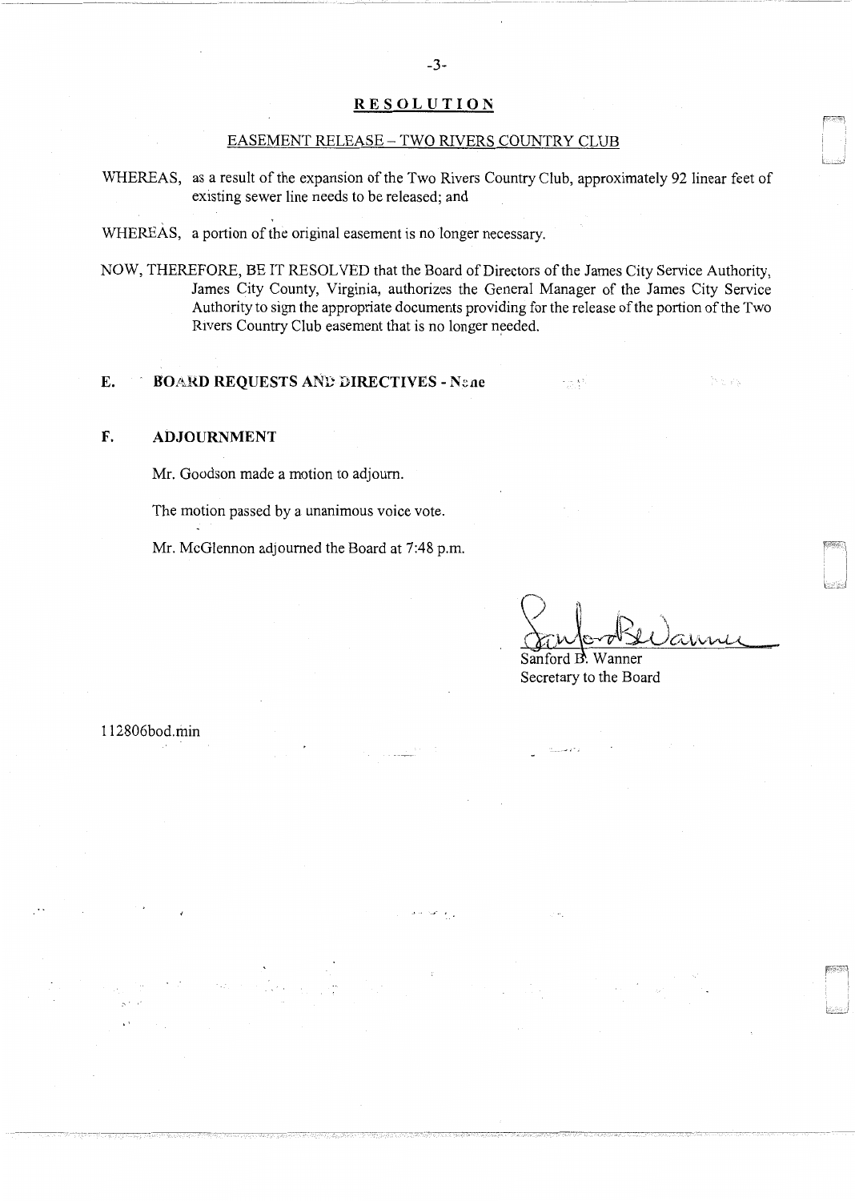## RESOLUTION

### EASEMENT RELEASE – TWO RIVERS COUNTRY CLUB

WHEREAS, as a result of the expansion of the Two Rivers Country Club, approximately 92 linear feet of existing sewer line needs to be released; and

WHEREAS, a portion of the original easement is no longer necessary.

NOW, THEREFORE, BE IT RESOLVED that the Board of Directors of the James City Service Authority, James City County, Virginia, authorizes the General Manager of the James City Service Authority to sign the appropriate documents providing for the release of the portion of the Two Rivers Country Club easement that is no longer needed.

**E. BOARD REQUESTS AND DIRECTIVES - None**

**F. ADJOURNMENT**

Mr. Goodson made a motion to adjourn.

The motion passed by a unanimous voice vote.

Mr. McGlennon adjourned the Board at 7:48 p.m.

Sanford B. Wanner
Secretary to the Board

112806bod.min